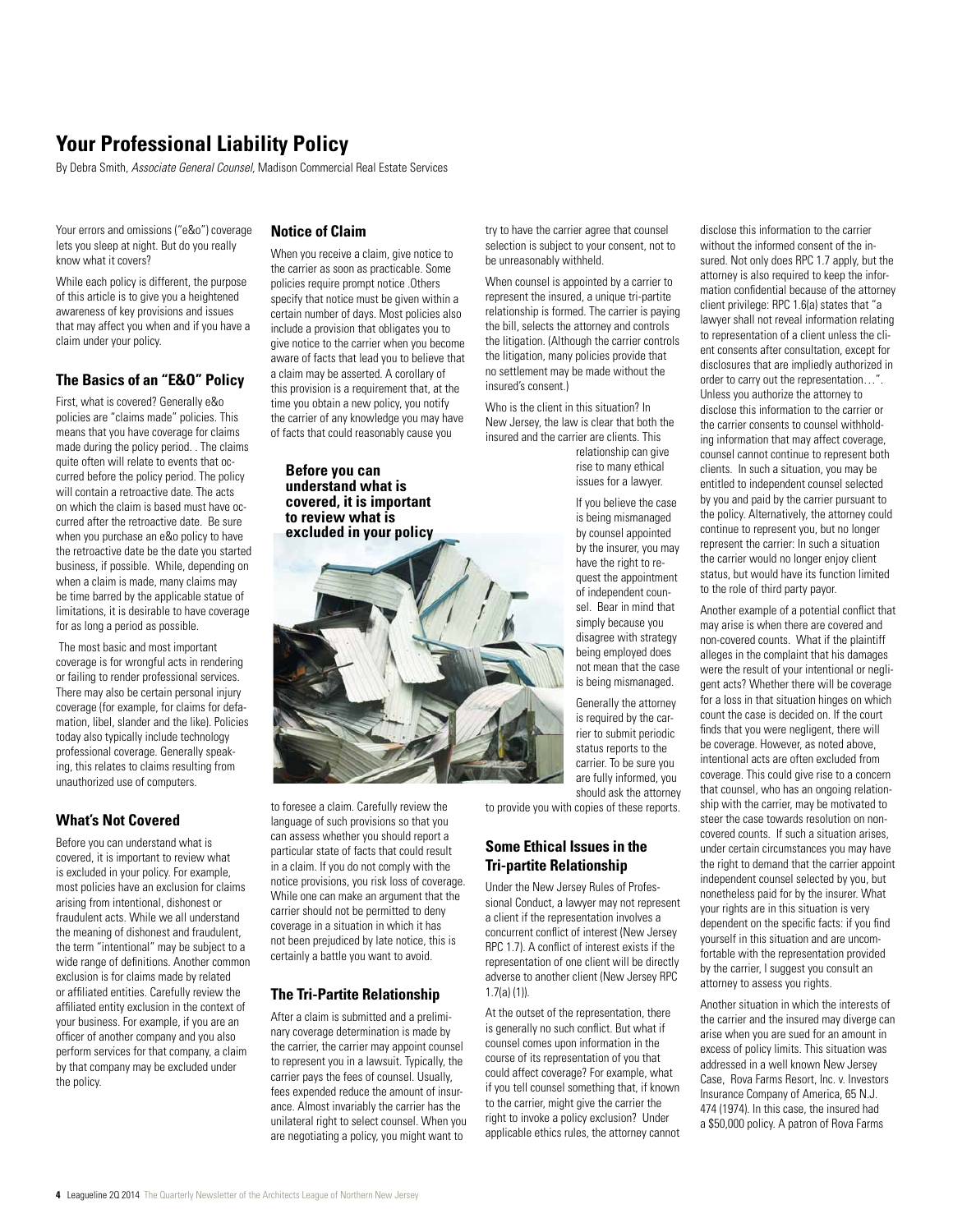# Your Professional Liability Policy

By Debra Smith, *Associate General Counsel,* Madison Commercial Real Estate Services

Your errors and omissions ("e&o") coverage lets you sleep at night. But do you really know what it covers?

While each policy is different, the purpose of this article is to give you a heightened awareness of key provisions and issues that may affect you when and if you have a claim under your policy.

## The Basics of an "E&O" Policy

First, what is covered? Generally e&o policies are "claims made" policies. This means that you have coverage for claims made during the policy period. . The claims quite often will relate to events that occurred before the policy period. The policy will contain a retroactive date. The acts on which the claim is based must have occurred after the retroactive date. Be sure when you purchase an e&o policy to have the retroactive date be the date you started business, if possible. While, depending on when a claim is made, many claims may be time barred by the applicable statue of limitations, it is desirable to have coverage for as long a period as possible.

The most basic and most important coverage is for wrongful acts in rendering or failing to render professional services. There may also be certain personal injury coverage (for example, for claims for defamation, libel, slander and the like). Policies today also typically include technology professional coverage. Generally speaking, this relates to claims resulting from unauthorized use of computers.

## What's Not Covered

Before you can understand what is covered, it is important to review what is excluded in your policy. For example, most policies have an exclusion for claims arising from intentional, dishonest or fraudulent acts. While we all understand the meaning of dishonest and fraudulent, the term "intentional" may be subject to a wide range of definitions. Another common exclusion is for claims made by related or affiliated entities. Carefully review the affiliated entity exclusion in the context of your business. For example, if you are an officer of another company and you also perform services for that company, a claim by that company may be excluded under the policy.

## Notice of Claim

When you receive a claim, give notice to the carrier as soon as practicable. Some policies require prompt notice .Others specify that notice must be given within a certain number of days. Most policies also include a provision that obligates you to give notice to the carrier when you become aware of facts that lead you to believe that a claim may be asserted. A corollary of this provision is a requirement that, at the time you obtain a new policy, you notify the carrier of any knowledge you may have of facts that could reasonably cause you to foresee a claim. Carefully review the language of such provisions so that you can assess whether you should report a particular state of facts that could result in a claim. If you do not comply with the notice provisions, you risk loss of coverage. While one can make an argument that the carrier should not be permitted to deny coverage in a situation in which it has not been prejudiced by late notice, this is certainly a battle you want to avoid.

**Before you can understand what is covered, it is important to review what is excluded in your policy**

## The Tri-Partite Relationship

After a claim is submitted and a preliminary coverage determination is made by the carrier, the carrier may appoint counsel to represent you in a lawsuit. Typically, the carrier pays the fees of counsel. Usually, fees expended reduce the amount of insurance. Almost invariably the carrier has the unilateral right to select counsel. When you are negotiating a policy, you might want to try to have the carrier agree that counsel selection is subject to your consent, not to be unreasonably withheld.

When counsel is appointed by a carrier to represent the insured, a unique tri-partite relationship is formed. The carrier is paying the bill, selects the attorney and controls the litigation. (Although the carrier controls the litigation, many policies provide that no settlement may be made without the insured's consent.)

Who is the client in this situation? In New Jersey, the law is clear that both the insured and the carrier are clients. This relationship can give rise to many ethical issues for a lawyer.

If you believe the case is being mismanaged by counsel appointed by the insurer, you may have the right to request the appointment of independent counsel. Bear in mind that simply because you disagree with strategy being employed does not mean that the case is being mismanaged.

Generally the attorney is required by the carrier to submit periodic status reports to the carrier. To be sure you are fully informed, you should ask the attorney to provide you with copies of these reports.

## Some Ethical Issues in the Tri-partite Relationship

Under the New Jersey Rules of Professional Conduct, a lawyer may not represent a client if the representation involves a concurrent conflict of interest (New Jersey RPC 1.7). A conflict of interest exists if the representation of one client will be directly adverse to another client (New Jersey RPC 1.7(a) (1)).

At the outset of the representation, there is generally no such conflict. But what if counsel comes upon information in the course of its representation of you that could affect coverage? For example, what if you tell counsel something that, if known to the carrier, might give the carrier the right to invoke a policy exclusion? Under applicable ethics rules, the attorney cannot disclose this information to the carrier without the informed consent of the insured. Not only does RPC 1.7 apply, but the attorney is also required to keep the information confidential because of the attorney client privilege: RPC 1.6(a) states that "a lawyer shall not reveal information relating to representation of a client unless the client consents after consultation, except for disclosures that are impliedly authorized in order to carry out the representation…". Unless you authorize the attorney to disclose this information to the carrier or the carrier consents to counsel withholding information that may affect coverage, counsel cannot continue to represent both clients. In such a situation, you may be entitled to independent counsel selected by you and paid by the carrier pursuant to the policy. Alternatively, the attorney could continue to represent you, but no longer represent the carrier: In such a situation the carrier would no longer enjoy client status, but would have its function limited to the role of third party payor.

Another example of a potential conflict that may arise is when there are covered and non-covered counts. What if the plaintiff alleges in the complaint that his damages were the result of your intentional or negligent acts? Whether there will be coverage for a loss in that situation hinges on which count the case is decided on. If the court finds that you were negligent, there will be coverage. However, as noted above, intentional acts are often excluded from coverage. This could give rise to a concern that counsel, who has an ongoing relationship with the carrier, may be motivated to steer the case towards resolution on non-covered counts. If such a situation arises, under certain circumstances you may have the right to demand that the carrier appoint independent counsel selected by you, but nonetheless paid for by the insurer. What your rights are in this situation is very dependent on the specific facts: if you find yourself in this situation and are uncomfortable with the representation provided by the carrier, I suggest you consult an attorney to assess you rights.

Another situation in which the interests of the carrier and the insured may diverge can arise when you are sued for an amount in excess of policy limits. This situation was addressed in a well known New Jersey Case, Rova Farms Resort, Inc. v. Investors Insurance Company of America, 65 N.J. 474 (1974). In this case, the insured had a $50,000 policy. A patron of Rova Farms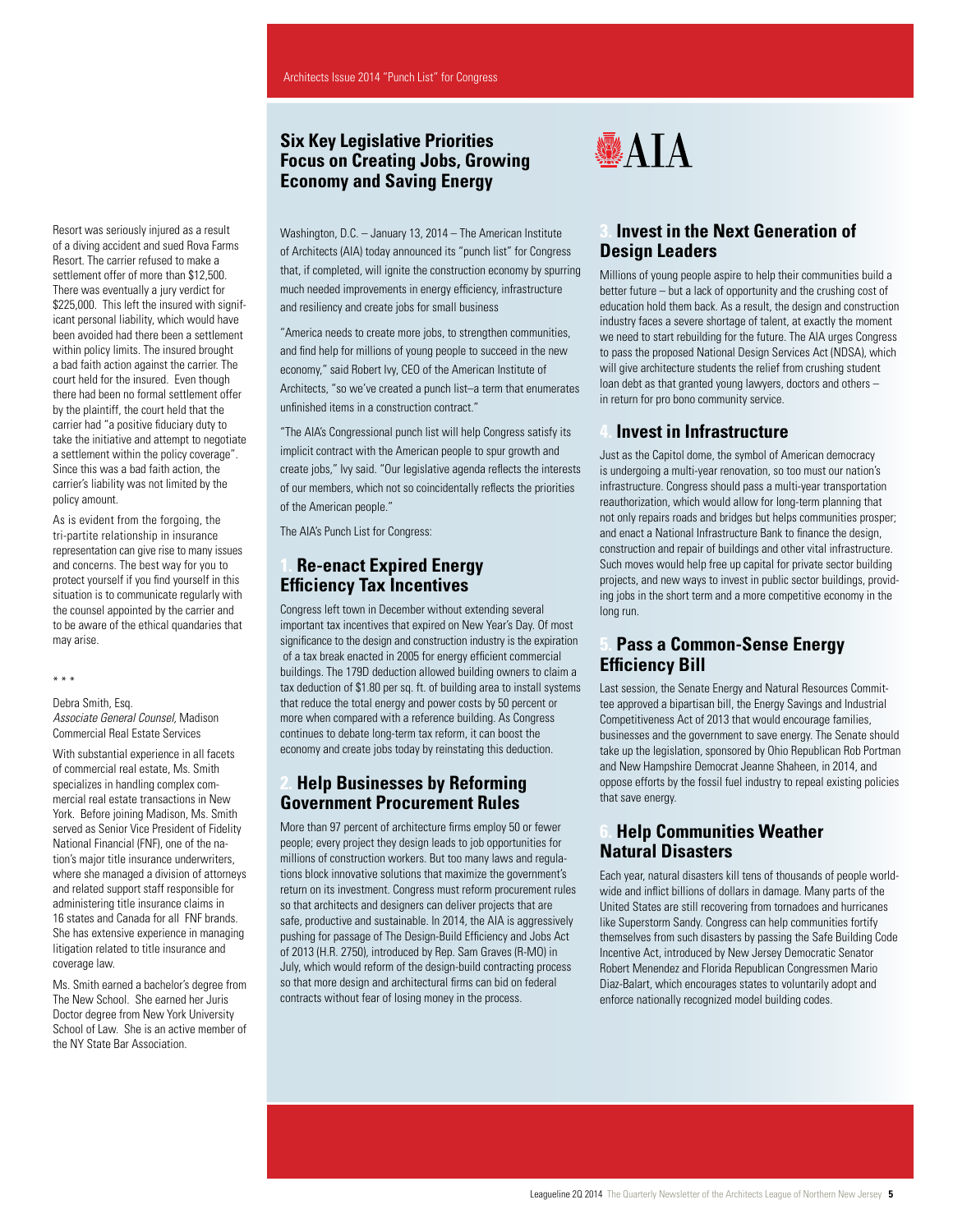Resort was seriously injured as a result of a diving accident and sued Rova Farms Resort. The carrier refused to make a settlement offer of more than $12,500. There was eventually a jury verdict for $225,000. This left the insured with significant personal liability, which would have been avoided had there been a settlement within policy limits. The insured brought a bad faith action against the carrier. The court held for the insured. Even though there had been no formal settlement offer by the plaintiff, the court held that the carrier had "a positive fiduciary duty to take the initiative and attempt to negotiate a settlement within the policy coverage". Since this was a bad faith action, the carrier's liability was not limited by the policy amount.

As is evident from the forgoing, the tri-partite relationship in insurance representation can give rise to many issues and concerns. The best way for you to protect yourself if you find yourself in this situation is to communicate regularly with the counsel appointed by the carrier and to be aware of the ethical quandaries that may arise.

* * *

Debra Smith, Esq.
*Associate General Counsel,* Madison Commercial Real Estate Services

With substantial experience in all facets of commercial real estate, Ms. Smith specializes in handling complex commercial real estate transactions in New York. Before joining Madison, Ms. Smith served as Senior Vice President of Fidelity National Financial (FNF), one of the nation's major title insurance underwriters, where she managed a division of attorneys and related support staff responsible for administering title insurance claims in 16 states and Canada for all FNF brands. She has extensive experience in managing litigation related to title insurance and coverage law.

Ms. Smith earned a bachelor's degree from The New School. She earned her Juris Doctor degree from New York University School of Law. She is an active member of the NY State Bar Association.

Architects Issue 2014 "Punch List" for Congress

## Six Key Legislative Priorities Focus on Creating Jobs, Growing Economy and Saving Energy

AIA

Washington, D.C. – January 13, 2014 – The American Institute of Architects (AIA) today announced its "punch list" for Congress that, if completed, will ignite the construction economy by spurring much needed improvements in energy efficiency, infrastructure and resiliency and create jobs for small business

"America needs to create more jobs, to strengthen communities, and find help for millions of young people to succeed in the new economy," said Robert Ivy, CEO of the American Institute of Architects, "so we've created a punch list–a term that enumerates unfinished items in a construction contract."

"The AIA's Congressional punch list will help Congress satisfy its implicit contract with the American people to spur growth and create jobs," Ivy said. "Our legislative agenda reflects the interests of our members, which not so coincidentally reflects the priorities of the American people."

The AIA's Punch List for Congress:

### 1. Re-enact Expired Energy Efficiency Tax Incentives

Congress left town in December without extending several important tax incentives that expired on New Year's Day. Of most significance to the design and construction industry is the expiration of a tax break enacted in 2005 for energy efficient commercial buildings. The 179D deduction allowed building owners to claim a tax deduction of $1.80 per sq. ft. of building area to install systems that reduce the total energy and power costs by 50 percent or more when compared with a reference building. As Congress continues to debate long-term tax reform, it can boost the economy and create jobs today by reinstating this deduction.

### 2. Help Businesses by Reforming Government Procurement Rules

More than 97 percent of architecture firms employ 50 or fewer people; every project they design leads to job opportunities for millions of construction workers. But too many laws and regulations block innovative solutions that maximize the government's return on its investment. Congress must reform procurement rules so that architects and designers can deliver projects that are safe, productive and sustainable. In 2014, the AIA is aggressively pushing for passage of The Design-Build Efficiency and Jobs Act of 2013 (H.R. 2750), introduced by Rep. Sam Graves (R-MO) in July, which would reform of the design-build contracting process so that more design and architectural firms can bid on federal contracts without fear of losing money in the process.

### 3. Invest in the Next Generation of Design Leaders

Millions of young people aspire to help their communities build a better future – but a lack of opportunity and the crushing cost of education hold them back. As a result, the design and construction industry faces a severe shortage of talent, at exactly the moment we need to start rebuilding for the future. The AIA urges Congress to pass the proposed National Design Services Act (NDSA), which will give architecture students the relief from crushing student loan debt as that granted young lawyers, doctors and others – in return for pro bono community service.

### 4. Invest in Infrastructure

Just as the Capitol dome, the symbol of American democracy is undergoing a multi-year renovation, so too must our nation's infrastructure. Congress should pass a multi-year transportation reauthorization, which would allow for long-term planning that not only repairs roads and bridges but helps communities prosper; and enact a National Infrastructure Bank to finance the design, construction and repair of buildings and other vital infrastructure. Such moves would help free up capital for private sector building projects, and new ways to invest in public sector buildings, providing jobs in the short term and a more competitive economy in the long run.

### 5. Pass a Common-Sense Energy Efficiency Bill

Last session, the Senate Energy and Natural Resources Committee approved a bipartisan bill, the Energy Savings and Industrial Competitiveness Act of 2013 that would encourage families, businesses and the government to save energy. The Senate should take up the legislation, sponsored by Ohio Republican Rob Portman and New Hampshire Democrat Jeanne Shaheen, in 2014, and oppose efforts by the fossil fuel industry to repeal existing policies that save energy.

### 6. Help Communities Weather Natural Disasters

Each year, natural disasters kill tens of thousands of people worldwide and inflict billions of dollars in damage. Many parts of the United States are still recovering from tornadoes and hurricanes like Superstorm Sandy. Congress can help communities fortify themselves from such disasters by passing the Safe Building Code Incentive Act, introduced by New Jersey Democratic Senator Robert Menendez and Florida Republican Congressmen Mario Diaz-Balart, which encourages states to voluntarily adopt and enforce nationally recognized model building codes.